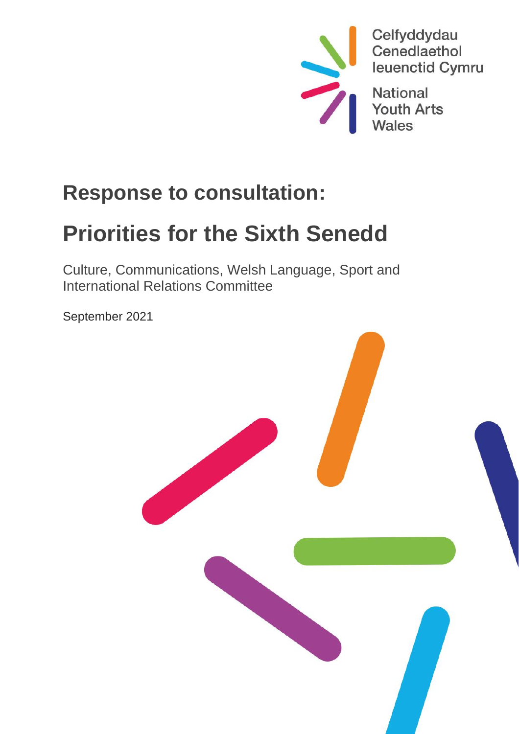Celfyddydau Cenedlaethol Ieuenctid Cymru

National Youth Arts Wales

# Response to consultation:

# Priorities for the Sixth Senedd

Culture, Communications, Welsh Language, Sport and International Relations Committee

September 2021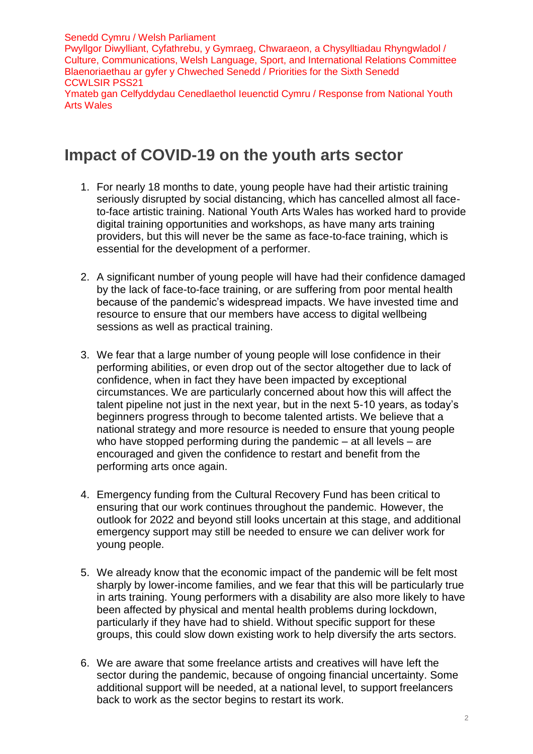Senedd Cymru / Welsh Parliament
Pwyllgor Diwylliant, Cyfathrebu, y Gymraeg, Chwaraeon, a Chysylltiadau Rhyngwladol / Culture, Communications, Welsh Language, Sport, and International Relations Committee
Blaenoriaethau ar gyfer y Chweched Senedd / Priorities for the Sixth Senedd
CCWLSIR PSS21
Ymateb gan Celfyddydau Cenedlaethol Ieuenctid Cymru / Response from National Youth Arts Wales

# Impact of COVID-19 on the youth arts sector

1. For nearly 18 months to date, young people have had their artistic training seriously disrupted by social distancing, which has cancelled almost all face-to-face artistic training. National Youth Arts Wales has worked hard to provide digital training opportunities and workshops, as have many arts training providers, but this will never be the same as face-to-face training, which is essential for the development of a performer.

2. A significant number of young people will have had their confidence damaged by the lack of face-to-face training, or are suffering from poor mental health because of the pandemic's widespread impacts. We have invested time and resource to ensure that our members have access to digital wellbeing sessions as well as practical training.

3. We fear that a large number of young people will lose confidence in their performing abilities, or even drop out of the sector altogether due to lack of confidence, when in fact they have been impacted by exceptional circumstances. We are particularly concerned about how this will affect the talent pipeline not just in the next year, but in the next 5-10 years, as today's beginners progress through to become talented artists. We believe that a national strategy and more resource is needed to ensure that young people who have stopped performing during the pandemic – at all levels – are encouraged and given the confidence to restart and benefit from the performing arts once again.

4. Emergency funding from the Cultural Recovery Fund has been critical to ensuring that our work continues throughout the pandemic. However, the outlook for 2022 and beyond still looks uncertain at this stage, and additional emergency support may still be needed to ensure we can deliver work for young people.

5. We already know that the economic impact of the pandemic will be felt most sharply by lower-income families, and we fear that this will be particularly true in arts training. Young performers with a disability are also more likely to have been affected by physical and mental health problems during lockdown, particularly if they have had to shield. Without specific support for these groups, this could slow down existing work to help diversify the arts sectors.

6. We are aware that some freelance artists and creatives will have left the sector during the pandemic, because of ongoing financial uncertainty. Some additional support will be needed, at a national level, to support freelancers back to work as the sector begins to restart its work.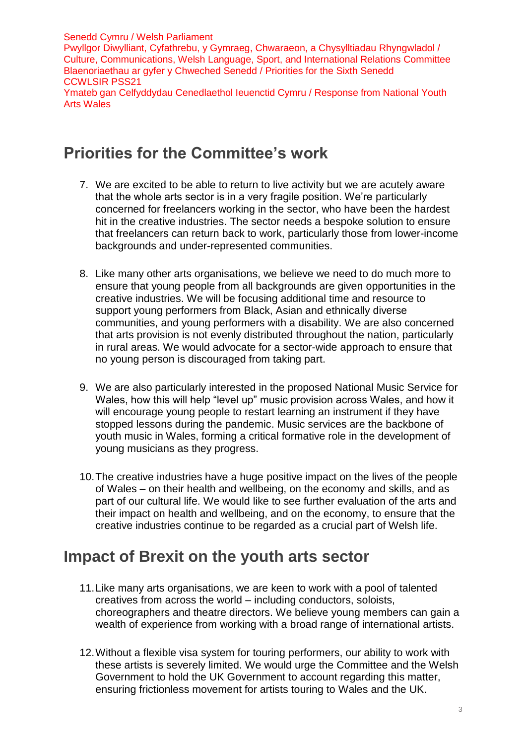Senedd Cymru / Welsh Parliament
Pwyllgor Diwylliant, Cyfathrebu, y Gymraeg, Chwaraeon, a Chysylltiadau Rhyngwladol / Culture, Communications, Welsh Language, Sport, and International Relations Committee
Blaenoriaethau ar gyfer y Chweched Senedd / Priorities for the Sixth Senedd
CCWLSIR PSS21
Ymateb gan Celfyddydau Cenedlaethol Ieuenctid Cymru / Response from National Youth Arts Wales

## Priorities for the Committee's work

7. We are excited to be able to return to live activity but we are acutely aware that the whole arts sector is in a very fragile position. We're particularly concerned for freelancers working in the sector, who have been the hardest hit in the creative industries. The sector needs a bespoke solution to ensure that freelancers can return back to work, particularly those from lower-income backgrounds and under-represented communities.

8. Like many other arts organisations, we believe we need to do much more to ensure that young people from all backgrounds are given opportunities in the creative industries. We will be focusing additional time and resource to support young performers from Black, Asian and ethnically diverse communities, and young performers with a disability. We are also concerned that arts provision is not evenly distributed throughout the nation, particularly in rural areas. We would advocate for a sector-wide approach to ensure that no young person is discouraged from taking part.

9. We are also particularly interested in the proposed National Music Service for Wales, how this will help "level up" music provision across Wales, and how it will encourage young people to restart learning an instrument if they have stopped lessons during the pandemic. Music services are the backbone of youth music in Wales, forming a critical formative role in the development of young musicians as they progress.

10. The creative industries have a huge positive impact on the lives of the people of Wales – on their health and wellbeing, on the economy and skills, and as part of our cultural life. We would like to see further evaluation of the arts and their impact on health and wellbeing, and on the economy, to ensure that the creative industries continue to be regarded as a crucial part of Welsh life.

## Impact of Brexit on the youth arts sector

11. Like many arts organisations, we are keen to work with a pool of talented creatives from across the world – including conductors, soloists, choreographers and theatre directors. We believe young members can gain a wealth of experience from working with a broad range of international artists.

12. Without a flexible visa system for touring performers, our ability to work with these artists is severely limited. We would urge the Committee and the Welsh Government to hold the UK Government to account regarding this matter, ensuring frictionless movement for artists touring to Wales and the UK.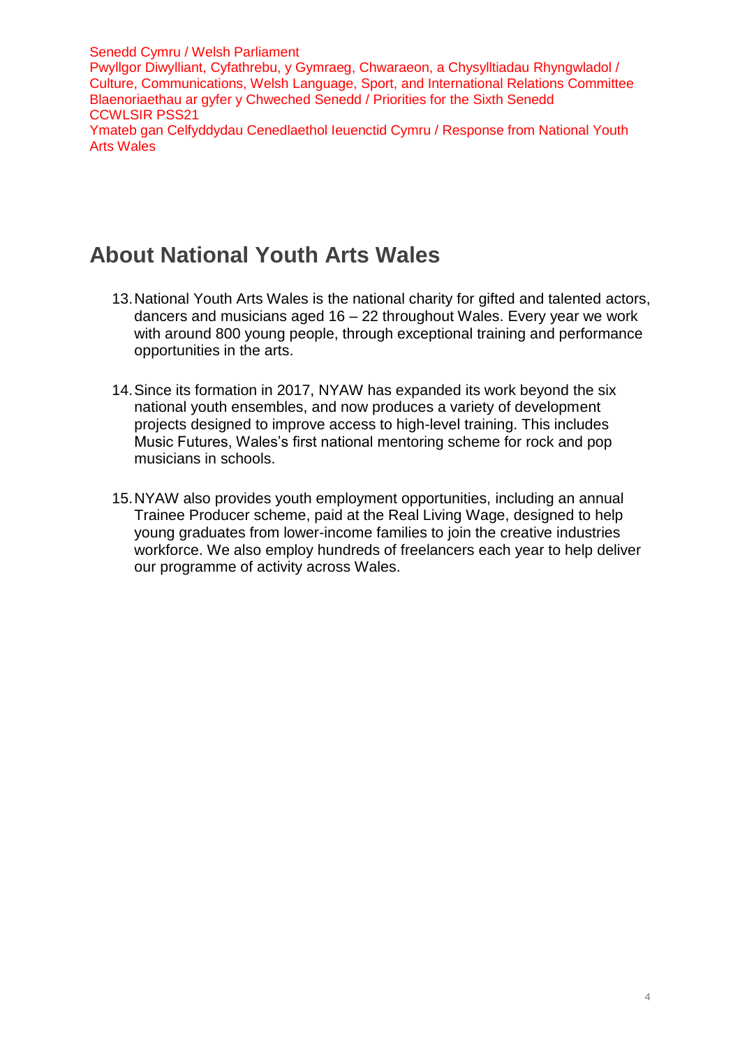Senedd Cymru / Welsh Parliament
Pwyllgor Diwylliant, Cyfathrebu, y Gymraeg, Chwaraeon, a Chysylltiadau Rhyngwladol / Culture, Communications, Welsh Language, Sport, and International Relations Committee
Blaenoriaethau ar gyfer y Chweched Senedd / Priorities for the Sixth Senedd
CCWLSIR PSS21
Ymateb gan Celfyddydau Cenedlaethol Ieuenctid Cymru / Response from National Youth Arts Wales

## About National Youth Arts Wales

13. National Youth Arts Wales is the national charity for gifted and talented actors, dancers and musicians aged 16 – 22 throughout Wales. Every year we work with around 800 young people, through exceptional training and performance opportunities in the arts.

14. Since its formation in 2017, NYAW has expanded its work beyond the six national youth ensembles, and now produces a variety of development projects designed to improve access to high-level training. This includes Music Futures, Wales's first national mentoring scheme for rock and pop musicians in schools.

15. NYAW also provides youth employment opportunities, including an annual Trainee Producer scheme, paid at the Real Living Wage, designed to help young graduates from lower-income families to join the creative industries workforce. We also employ hundreds of freelancers each year to help deliver our programme of activity across Wales.